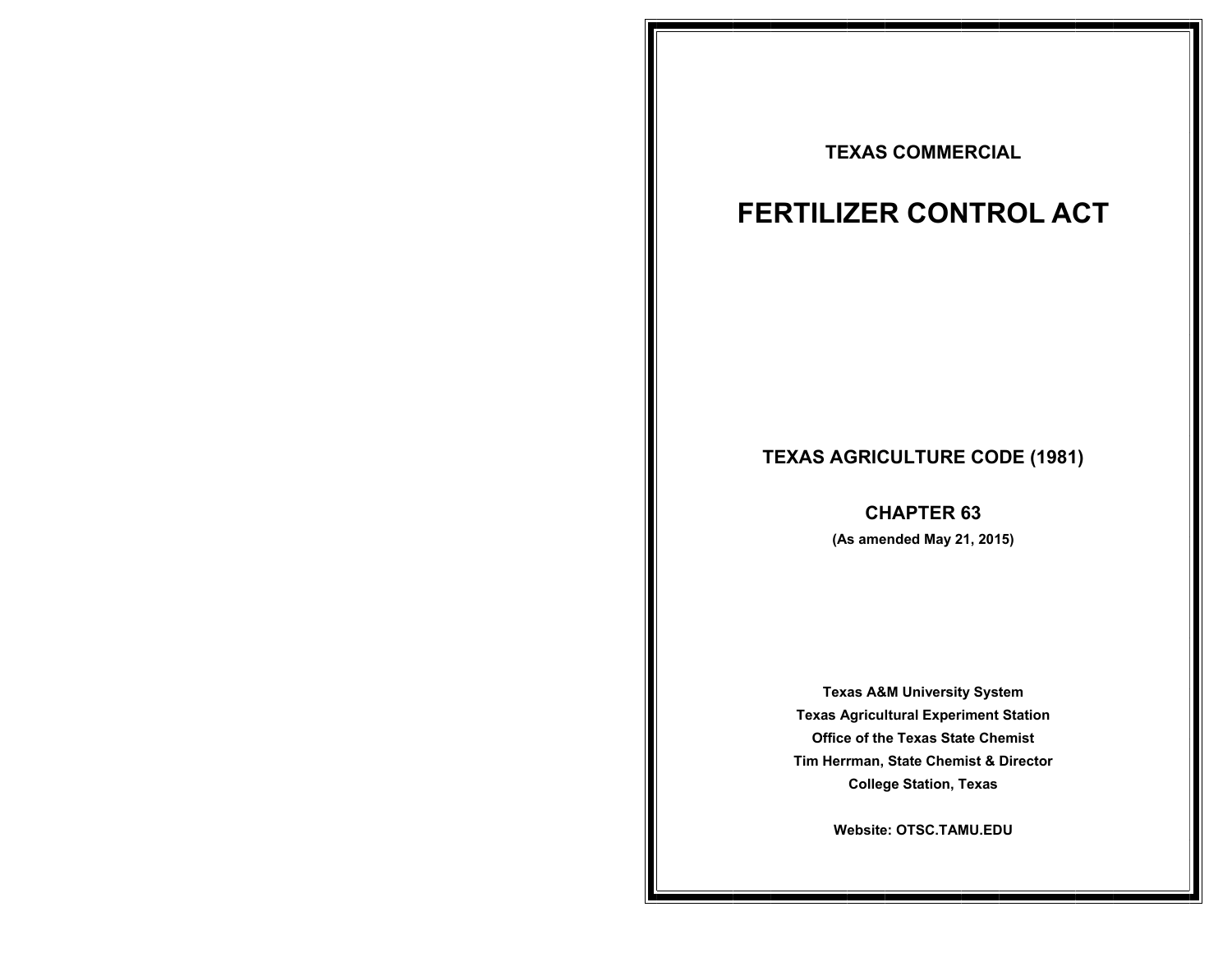**TEXAS COMMERCIAL**

# FERTILIZER CONTROL ACT

## TEXAS AGRICULTURE CODE (1981)

## CHAPTER 63

**(As amended May 21, 2015)**

**Texas A&M University System**
**Texas Agricultural Experiment Station**
**Office of the Texas State Chemist**
**Tim Herrman, State Chemist & Director**
**College Station, Texas**

**Website: OTSC.TAMU.EDU**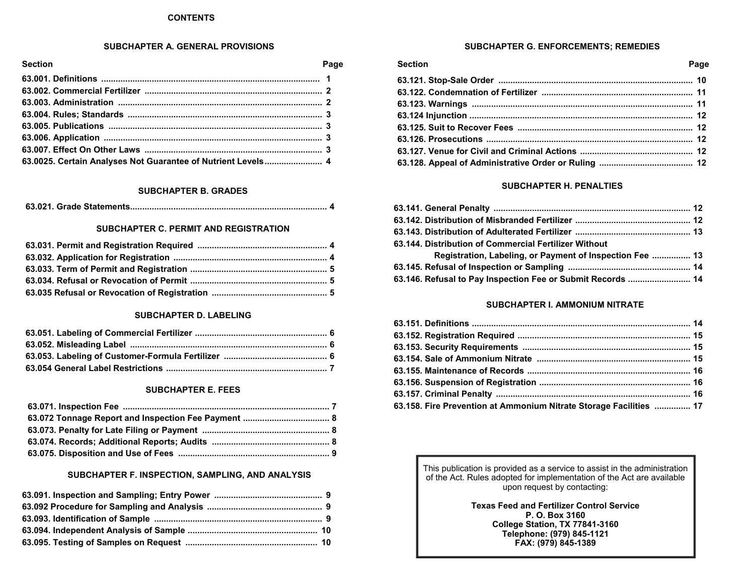# CONTENTS

## SUBCHAPTER A. GENERAL PROVISIONS

| Section | Page |
|---|---|
| 63.001. Definitions | 1 |
| 63.002. Commercial Fertilizer | 2 |
| 63.003. Administration | 2 |
| 63.004. Rules; Standards | 3 |
| 63.005. Publications | 3 |
| 63.006. Application | 3 |
| 63.007. Effect On Other Laws | 3 |
| 63.0025. Certain Analyses Not Guarantee of Nutrient Levels | 4 |

## SUBCHAPTER B. GRADES

| Section | Page |
|---|---|
| 63.021. Grade Statements | 4 |

## SUBCHAPTER C. PERMIT AND REGISTRATION

| Section | Page |
|---|---|
| 63.031. Permit and Registration Required | 4 |
| 63.032. Application for Registration | 4 |
| 63.033. Term of Permit and Registration | 5 |
| 63.034. Refusal or Revocation of Permit | 5 |
| 63.035 Refusal or Revocation of Registration | 5 |

## SUBCHAPTER D. LABELING

| Section | Page |
|---|---|
| 63.051. Labeling of Commercial Fertilizer | 6 |
| 63.052. Misleading Label | 6 |
| 63.053. Labeling of Customer-Formula Fertilizer | 6 |
| 63.054 General Label Restrictions | 7 |

## SUBCHAPTER E. FEES

| Section | Page |
|---|---|
| 63.071. Inspection Fee | 7 |
| 63.072 Tonnage Report and Inspection Fee Payment | 8 |
| 63.073. Penalty for Late Filing or Payment | 8 |
| 63.074. Records; Additional Reports; Audits | 8 |
| 63.075. Disposition and Use of Fees | 9 |

## SUBCHAPTER F. INSPECTION, SAMPLING, AND ANALYSIS

| Section | Page |
|---|---|
| 63.091. Inspection and Sampling; Entry Power | 9 |
| 63.092 Procedure for Sampling and Analysis | 9 |
| 63.093. Identification of Sample | 9 |
| 63.094. Independent Analysis of Sample | 10 |
| 63.095. Testing of Samples on Request | 10 |

## SUBCHAPTER G. ENFORCEMENTS; REMEDIES

| Section | Page |
|---|---|
| 63.121. Stop-Sale Order | 10 |
| 63.122. Condemnation of Fertilizer | 11 |
| 63.123. Warnings | 11 |
| 63.124 Injunction | 12 |
| 63.125. Suit to Recover Fees | 12 |
| 63.126. Prosecutions | 12 |
| 63.127. Venue for Civil and Criminal Actions | 12 |
| 63.128. Appeal of Administrative Order or Ruling | 12 |

## SUBCHAPTER H. PENALTIES

| Section | Page |
|---|---|
| 63.141. General Penalty | 12 |
| 63.142. Distribution of Misbranded Fertilizer | 12 |
| 63.143. Distribution of Adulterated Fertilizer | 13 |
| 63.144. Distribution of Commercial Fertilizer Without Registration, Labeling, or Payment of Inspection Fee | 13 |
| 63.145. Refusal of Inspection or Sampling | 14 |
| 63.146. Refusal to Pay Inspection Fee or Submit Records | 14 |

## SUBCHAPTER I. AMMONIUM NITRATE

| Section | Page |
|---|---|
| 63.151. Definitions | 14 |
| 63.152. Registration Required | 15 |
| 63.153. Security Requirements | 15 |
| 63.154. Sale of Ammonium Nitrate | 15 |
| 63.155. Maintenance of Records | 16 |
| 63.156. Suspension of Registration | 16 |
| 63.157. Criminal Penalty | 16 |
| 63.158. Fire Prevention at Ammonium Nitrate Storage Facilities | 17 |

This publication is provided as a service to assist in the administration of the Act. Rules adopted for implementation of the Act are available upon request by contacting:

**Texas Feed and Fertilizer Control Service**
**P. O. Box 3160**
**College Station, TX 77841-3160**
**Telephone: (979) 845-1121**
**FAX: (979) 845-1389**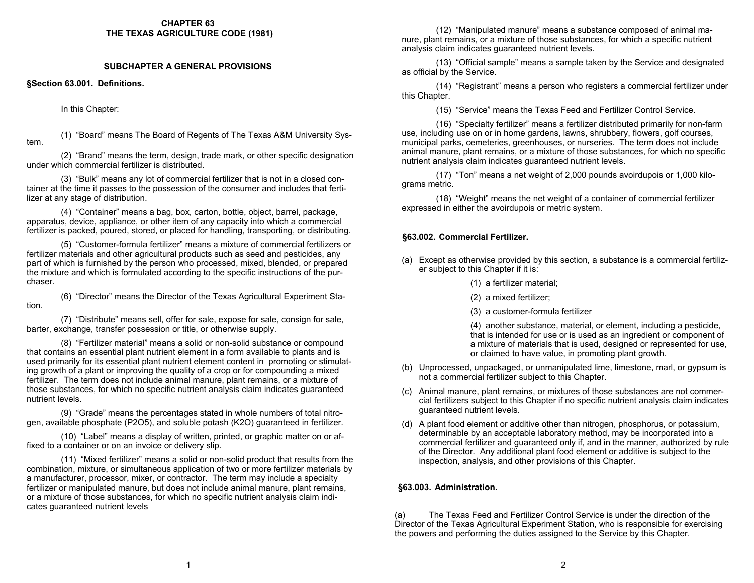## CHAPTER 63
## THE TEXAS AGRICULTURE CODE (1981)

### SUBCHAPTER A GENERAL PROVISIONS

**§Section 63.001. Definitions.**

In this Chapter:

(1) "Board" means The Board of Regents of The Texas A&M University System.

(2) "Brand" means the term, design, trade mark, or other specific designation under which commercial fertilizer is distributed.

(3) "Bulk" means any lot of commercial fertilizer that is not in a closed container at the time it passes to the possession of the consumer and includes that fertilizer at any stage of distribution.

(4) "Container" means a bag, box, carton, bottle, object, barrel, package, apparatus, device, appliance, or other item of any capacity into which a commercial fertilizer is packed, poured, stored, or placed for handling, transporting, or distributing.

(5) "Customer-formula fertilizer" means a mixture of commercial fertilizers or fertilizer materials and other agricultural products such as seed and pesticides, any part of which is furnished by the person who processed, mixed, blended, or prepared the mixture and which is formulated according to the specific instructions of the purchaser.

(6) "Director" means the Director of the Texas Agricultural Experiment Station.

(7) "Distribute" means sell, offer for sale, expose for sale, consign for sale, barter, exchange, transfer possession or title, or otherwise supply.

(8) "Fertilizer material" means a solid or non-solid substance or compound that contains an essential plant nutrient element in a form available to plants and is used primarily for its essential plant nutrient element content in promoting or stimulating growth of a plant or improving the quality of a crop or for compounding a mixed fertilizer. The term does not include animal manure, plant remains, or a mixture of those substances, for which no specific nutrient analysis claim indicates guaranteed nutrient levels.

(9) "Grade" means the percentages stated in whole numbers of total nitrogen, available phosphate ($P_2O_5$), and soluble potash ($K_2O$) guaranteed in fertilizer.

(10) "Label" means a display of written, printed, or graphic matter on or affixed to a container or on an invoice or delivery slip.

(11) "Mixed fertilizer" means a solid or non-solid product that results from the combination, mixture, or simultaneous application of two or more fertilizer materials by a manufacturer, processor, mixer, or contractor. The term may include a specialty fertilizer or manipulated manure, but does not include animal manure, plant remains, or a mixture of those substances, for which no specific nutrient analysis claim indicates guaranteed nutrient levels

(12) "Manipulated manure" means a substance composed of animal manure, plant remains, or a mixture of those substances, for which a specific nutrient analysis claim indicates guaranteed nutrient levels.

(13) "Official sample" means a sample taken by the Service and designated as official by the Service.

(14) "Registrant" means a person who registers a commercial fertilizer under this Chapter.

(15) "Service" means the Texas Feed and Fertilizer Control Service.

(16) "Specialty fertilizer" means a fertilizer distributed primarily for non-farm use, including use on or in home gardens, lawns, shrubbery, flowers, golf courses, municipal parks, cemeteries, greenhouses, or nurseries. The term does not include animal manure, plant remains, or a mixture of those substances, for which no specific nutrient analysis claim indicates guaranteed nutrient levels.

(17) "Ton" means a net weight of 2,000 pounds avoirdupois or 1,000 kilograms metric.

(18) "Weight" means the net weight of a container of commercial fertilizer expressed in either the avoirdupois or metric system.

**§63.002. Commercial Fertilizer.**

(a) Except as otherwise provided by this section, a substance is a commercial fertilizer subject to this Chapter if it is:

(1) a fertilizer material;

(2) a mixed fertilizer;

(3) a customer-formula fertilizer

(4) another substance, material, or element, including a pesticide, that is intended for use or is used as an ingredient or component of a mixture of materials that is used, designed or represented for use, or claimed to have value, in promoting plant growth.

(b) Unprocessed, unpackaged, or unmanipulated lime, limestone, marl, or gypsum is not a commercial fertilizer subject to this Chapter.

(c) Animal manure, plant remains, or mixtures of those substances are not commercial fertilizers subject to this Chapter if no specific nutrient analysis claim indicates guaranteed nutrient levels.

(d) A plant food element or additive other than nitrogen, phosphorus, or potassium, determinable by an acceptable laboratory method, may be incorporated into a commercial fertilizer and guaranteed only if, and in the manner, authorized by rule of the Director. Any additional plant food element or additive is subject to the inspection, analysis, and other provisions of this Chapter.

**§63.003. Administration.**

(a) The Texas Feed and Fertilizer Control Service is under the direction of the Director of the Texas Agricultural Experiment Station, who is responsible for exercising the powers and performing the duties assigned to the Service by this Chapter.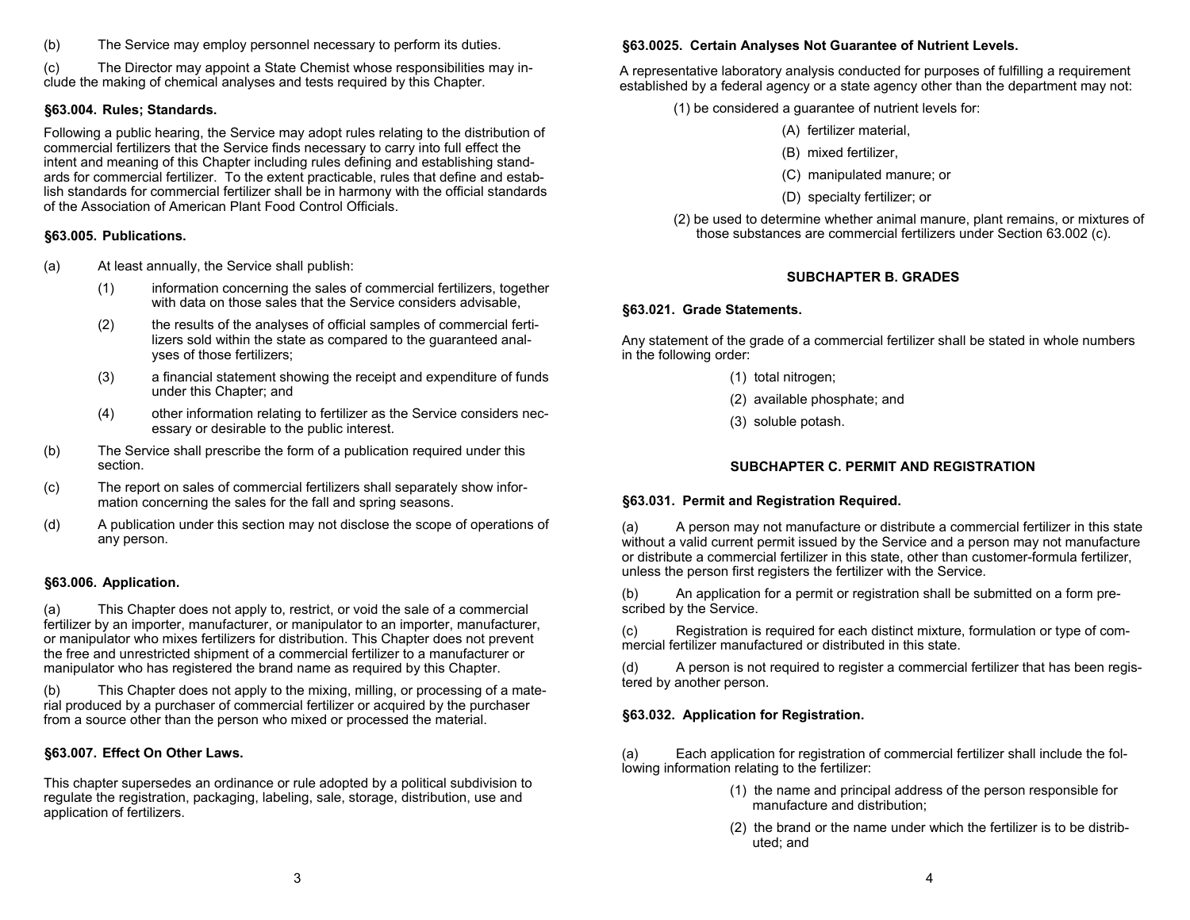(b) The Service may employ personnel necessary to perform its duties.

(c) The Director may appoint a State Chemist whose responsibilities may include the making of chemical analyses and tests required by this Chapter.

### §63.004. Rules; Standards.

Following a public hearing, the Service may adopt rules relating to the distribution of commercial fertilizers that the Service finds necessary to carry into full effect the intent and meaning of this Chapter including rules defining and establishing standards for commercial fertilizer. To the extent practicable, rules that define and establish standards for commercial fertilizer shall be in harmony with the official standards of the Association of American Plant Food Control Officials.

### §63.005. Publications.

(a) At least annually, the Service shall publish:

(1) information concerning the sales of commercial fertilizers, together with data on those sales that the Service considers advisable,

(2) the results of the analyses of official samples of commercial fertilizers sold within the state as compared to the guaranteed analyses of those fertilizers;

(3) a financial statement showing the receipt and expenditure of funds under this Chapter; and

(4) other information relating to fertilizer as the Service considers necessary or desirable to the public interest.

(b) The Service shall prescribe the form of a publication required under this section.

(c) The report on sales of commercial fertilizers shall separately show information concerning the sales for the fall and spring seasons.

(d) A publication under this section may not disclose the scope of operations of any person.

### §63.006. Application.

(a) This Chapter does not apply to, restrict, or void the sale of a commercial fertilizer by an importer, manufacturer, or manipulator to an importer, manufacturer, or manipulator who mixes fertilizers for distribution. This Chapter does not prevent the free and unrestricted shipment of a commercial fertilizer to a manufacturer or manipulator who has registered the brand name as required by this Chapter.

(b) This Chapter does not apply to the mixing, milling, or processing of a material produced by a purchaser of commercial fertilizer or acquired by the purchaser from a source other than the person who mixed or processed the material.

### §63.007. Effect On Other Laws.

This chapter supersedes an ordinance or rule adopted by a political subdivision to regulate the registration, packaging, labeling, sale, storage, distribution, use and application of fertilizers.

### §63.0025. Certain Analyses Not Guarantee of Nutrient Levels.

A representative laboratory analysis conducted for purposes of fulfilling a requirement established by a federal agency or a state agency other than the department may not:

(1) be considered a guarantee of nutrient levels for:

(A) fertilizer material,

(B) mixed fertilizer,

(C) manipulated manure; or

(D) specialty fertilizer; or

(2) be used to determine whether animal manure, plant remains, or mixtures of those substances are commercial fertilizers under Section 63.002 (c).

## SUBCHAPTER B. GRADES

### §63.021. Grade Statements.

Any statement of the grade of a commercial fertilizer shall be stated in whole numbers in the following order:

(1) total nitrogen;

(2) available phosphate; and

(3) soluble potash.

## SUBCHAPTER C. PERMIT AND REGISTRATION

### §63.031. Permit and Registration Required.

(a) A person may not manufacture or distribute a commercial fertilizer in this state without a valid current permit issued by the Service and a person may not manufacture or distribute a commercial fertilizer in this state, other than customer-formula fertilizer, unless the person first registers the fertilizer with the Service.

(b) An application for a permit or registration shall be submitted on a form prescribed by the Service.

(c) Registration is required for each distinct mixture, formulation or type of commercial fertilizer manufactured or distributed in this state.

(d) A person is not required to register a commercial fertilizer that has been registered by another person.

### §63.032. Application for Registration.

(a) Each application for registration of commercial fertilizer shall include the following information relating to the fertilizer:

(1) the name and principal address of the person responsible for manufacture and distribution;

(2) the brand or the name under which the fertilizer is to be distributed; and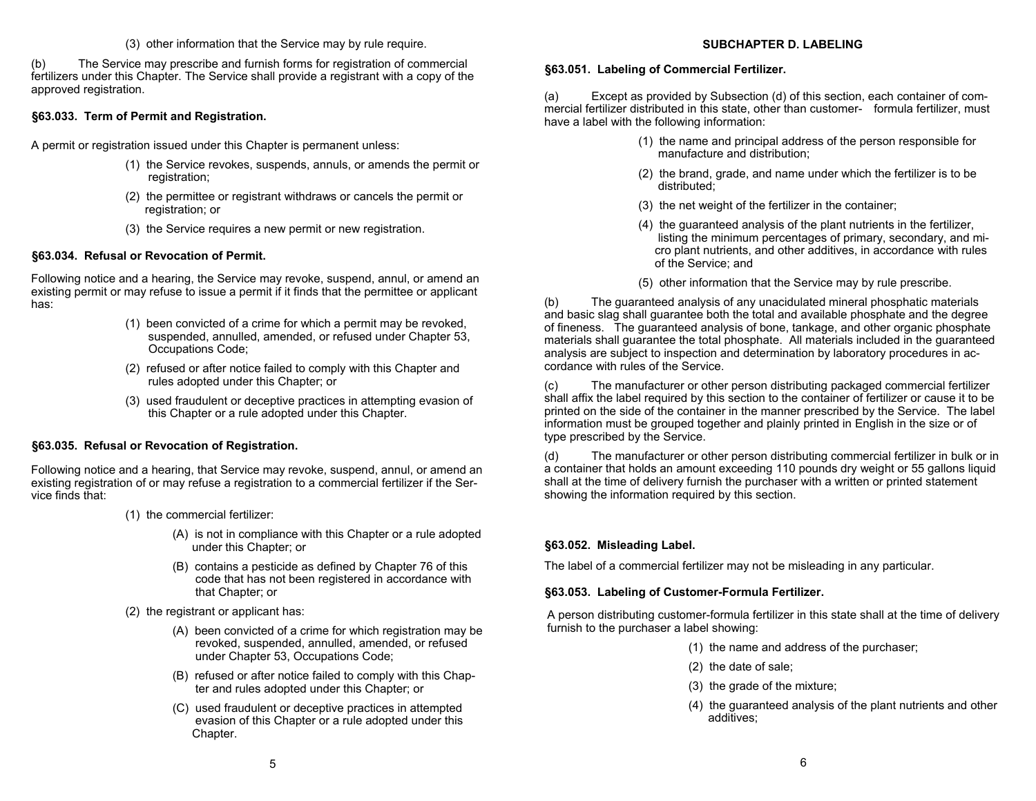(3) other information that the Service may by rule require.

(b) The Service may prescribe and furnish forms for registration of commercial fertilizers under this Chapter. The Service shall provide a registrant with a copy of the approved registration.

### §63.033. Term of Permit and Registration.

A permit or registration issued under this Chapter is permanent unless:

(1) the Service revokes, suspends, annuls, or amends the permit or registration;

(2) the permittee or registrant withdraws or cancels the permit or registration; or

(3) the Service requires a new permit or new registration.

### §63.034. Refusal or Revocation of Permit.

Following notice and a hearing, the Service may revoke, suspend, annul, or amend an existing permit or may refuse to issue a permit if it finds that the permittee or applicant has:

(1) been convicted of a crime for which a permit may be revoked, suspended, annulled, amended, or refused under Chapter 53, Occupations Code;

(2) refused or after notice failed to comply with this Chapter and rules adopted under this Chapter; or

(3) used fraudulent or deceptive practices in attempting evasion of this Chapter or a rule adopted under this Chapter.

### §63.035. Refusal or Revocation of Registration.

Following notice and a hearing, that Service may revoke, suspend, annul, or amend an existing registration of or may refuse a registration to a commercial fertilizer if the Service finds that:

(1) the commercial fertilizer:

(A) is not in compliance with this Chapter or a rule adopted under this Chapter; or

(B) contains a pesticide as defined by Chapter 76 of this code that has not been registered in accordance with that Chapter; or

(2) the registrant or applicant has:

(A) been convicted of a crime for which registration may be revoked, suspended, annulled, amended, or refused under Chapter 53, Occupations Code;

(B) refused or after notice failed to comply with this Chapter and rules adopted under this Chapter; or

(C) used fraudulent or deceptive practices in attempted evasion of this Chapter or a rule adopted under this Chapter.

## SUBCHAPTER D. LABELING

### §63.051. Labeling of Commercial Fertilizer.

(a) Except as provided by Subsection (d) of this section, each container of commercial fertilizer distributed in this state, other than customer- formula fertilizer, must have a label with the following information:

(1) the name and principal address of the person responsible for manufacture and distribution;

(2) the brand, grade, and name under which the fertilizer is to be distributed;

(3) the net weight of the fertilizer in the container;

(4) the guaranteed analysis of the plant nutrients in the fertilizer, listing the minimum percentages of primary, secondary, and micro plant nutrients, and other additives, in accordance with rules of the Service; and

(5) other information that the Service may by rule prescribe.

(b) The guaranteed analysis of any unacidulated mineral phosphatic materials and basic slag shall guarantee both the total and available phosphate and the degree of fineness. The guaranteed analysis of bone, tankage, and other organic phosphate materials shall guarantee the total phosphate. All materials included in the guaranteed analysis are subject to inspection and determination by laboratory procedures in accordance with rules of the Service.

(c) The manufacturer or other person distributing packaged commercial fertilizer shall affix the label required by this section to the container of fertilizer or cause it to be printed on the side of the container in the manner prescribed by the Service. The label information must be grouped together and plainly printed in English in the size or of type prescribed by the Service.

(d) The manufacturer or other person distributing commercial fertilizer in bulk or in a container that holds an amount exceeding 110 pounds dry weight or 55 gallons liquid shall at the time of delivery furnish the purchaser with a written or printed statement showing the information required by this section.

### §63.052. Misleading Label.

The label of a commercial fertilizer may not be misleading in any particular.

### §63.053. Labeling of Customer-Formula Fertilizer.

A person distributing customer-formula fertilizer in this state shall at the time of delivery furnish to the purchaser a label showing:

(1) the name and address of the purchaser;

(2) the date of sale;

(3) the grade of the mixture;

(4) the guaranteed analysis of the plant nutrients and other additives;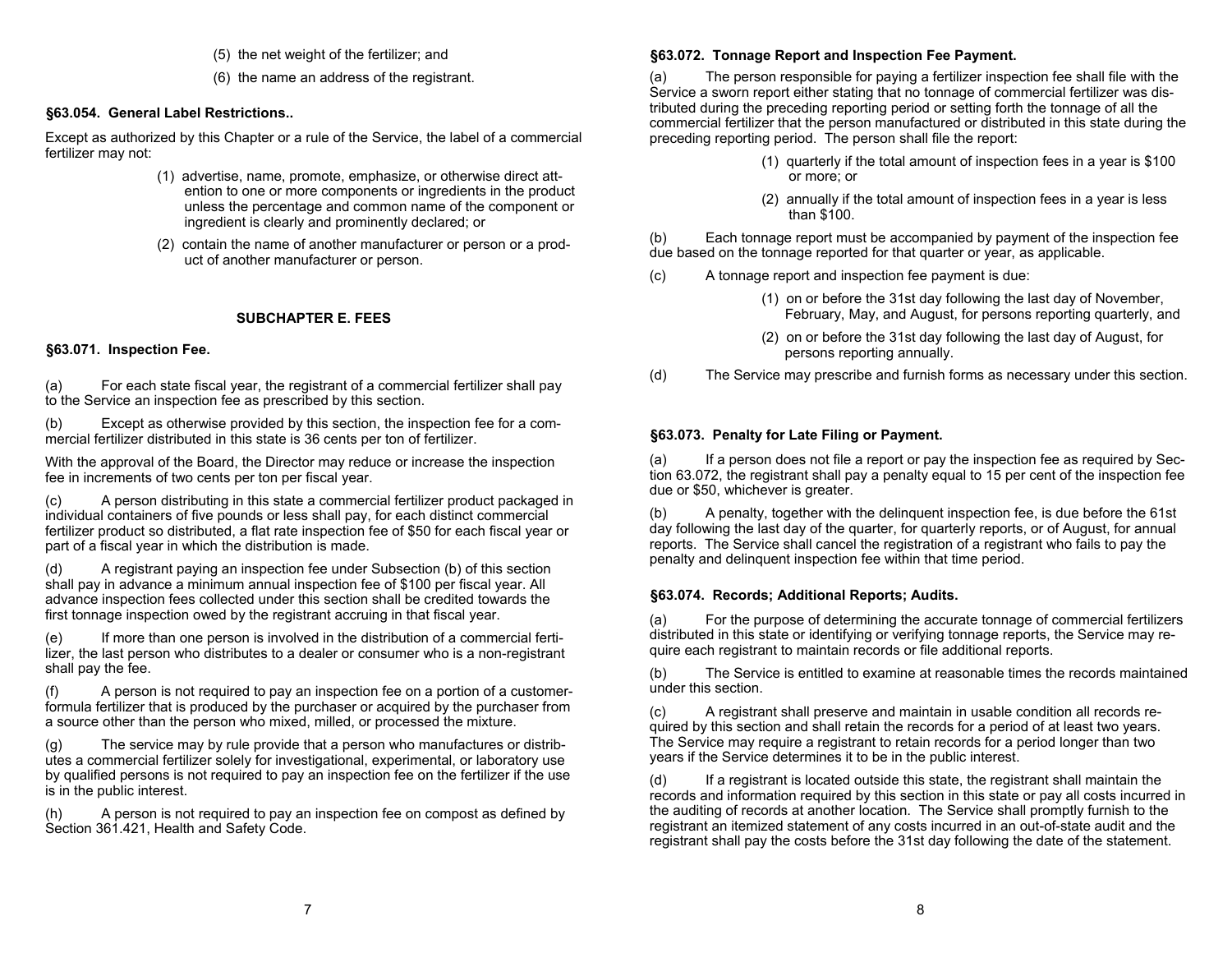(5) the net weight of the fertilizer; and

(6) the name an address of the registrant.

### §63.054. General Label Restrictions..

Except as authorized by this Chapter or a rule of the Service, the label of a commercial fertilizer may not:

(1) advertise, name, promote, emphasize, or otherwise direct attention to one or more components or ingredients in the product unless the percentage and common name of the component or ingredient is clearly and prominently declared; or

(2) contain the name of another manufacturer or person or a product of another manufacturer or person.

## SUBCHAPTER E. FEES

### §63.071. Inspection Fee.

(a) For each state fiscal year, the registrant of a commercial fertilizer shall pay to the Service an inspection fee as prescribed by this section.

(b) Except as otherwise provided by this section, the inspection fee for a commercial fertilizer distributed in this state is 36 cents per ton of fertilizer.

With the approval of the Board, the Director may reduce or increase the inspection fee in increments of two cents per ton per fiscal year.

(c) A person distributing in this state a commercial fertilizer product packaged in individual containers of five pounds or less shall pay, for each distinct commercial fertilizer product so distributed, a flat rate inspection fee of $50 for each fiscal year or part of a fiscal year in which the distribution is made.

(d) A registrant paying an inspection fee under Subsection (b) of this section shall pay in advance a minimum annual inspection fee of $100 per fiscal year. All advance inspection fees collected under this section shall be credited towards the first tonnage inspection owed by the registrant accruing in that fiscal year.

(e) If more than one person is involved in the distribution of a commercial fertilizer, the last person who distributes to a dealer or consumer who is a non-registrant shall pay the fee.

(f) A person is not required to pay an inspection fee on a portion of a customer-formula fertilizer that is produced by the purchaser or acquired by the purchaser from a source other than the person who mixed, milled, or processed the mixture.

(g) The service may by rule provide that a person who manufactures or distributes a commercial fertilizer solely for investigational, experimental, or laboratory use by qualified persons is not required to pay an inspection fee on the fertilizer if the use is in the public interest.

(h) A person is not required to pay an inspection fee on compost as defined by Section 361.421, Health and Safety Code.

### §63.072. Tonnage Report and Inspection Fee Payment.

(a) The person responsible for paying a fertilizer inspection fee shall file with the Service a sworn report either stating that no tonnage of commercial fertilizer was distributed during the preceding reporting period or setting forth the tonnage of all the commercial fertilizer that the person manufactured or distributed in this state during the preceding reporting period. The person shall file the report:

(1) quarterly if the total amount of inspection fees in a year is $100 or more; or

(2) annually if the total amount of inspection fees in a year is less than $100.

(b) Each tonnage report must be accompanied by payment of the inspection fee due based on the tonnage reported for that quarter or year, as applicable.

(c) A tonnage report and inspection fee payment is due:

(1) on or before the 31st day following the last day of November, February, May, and August, for persons reporting quarterly, and

(2) on or before the 31st day following the last day of August, for persons reporting annually.

(d) The Service may prescribe and furnish forms as necessary under this section.

### §63.073. Penalty for Late Filing or Payment.

(a) If a person does not file a report or pay the inspection fee as required by Section 63.072, the registrant shall pay a penalty equal to 15 per cent of the inspection fee due or $50, whichever is greater.

(b) A penalty, together with the delinquent inspection fee, is due before the 61st day following the last day of the quarter, for quarterly reports, or of August, for annual reports. The Service shall cancel the registration of a registrant who fails to pay the penalty and delinquent inspection fee within that time period.

### §63.074. Records; Additional Reports; Audits.

(a) For the purpose of determining the accurate tonnage of commercial fertilizers distributed in this state or identifying or verifying tonnage reports, the Service may require each registrant to maintain records or file additional reports.

(b) The Service is entitled to examine at reasonable times the records maintained under this section.

(c) A registrant shall preserve and maintain in usable condition all records required by this section and shall retain the records for a period of at least two years. The Service may require a registrant to retain records for a period longer than two years if the Service determines it to be in the public interest.

(d) If a registrant is located outside this state, the registrant shall maintain the records and information required by this section in this state or pay all costs incurred in the auditing of records at another location. The Service shall promptly furnish to the registrant an itemized statement of any costs incurred in an out-of-state audit and the registrant shall pay the costs before the 31st day following the date of the statement.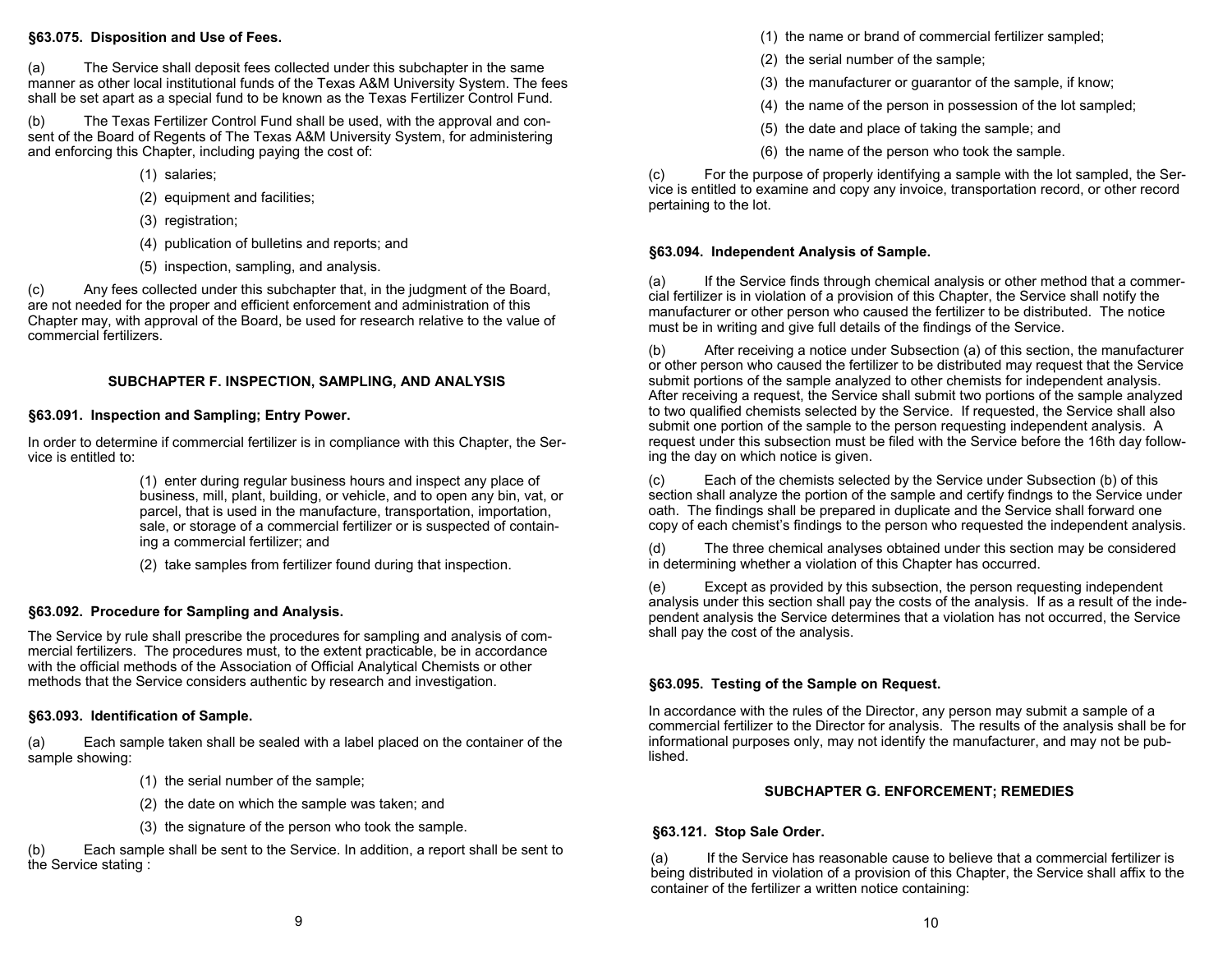### §63.075. Disposition and Use of Fees.

(a) The Service shall deposit fees collected under this subchapter in the same manner as other local institutional funds of the Texas A&M University System. The fees shall be set apart as a special fund to be known as the Texas Fertilizer Control Fund.

(b) The Texas Fertilizer Control Fund shall be used, with the approval and consent of the Board of Regents of The Texas A&M University System, for administering and enforcing this Chapter, including paying the cost of:

(1) salaries;

(2) equipment and facilities;

(3) registration;

(4) publication of bulletins and reports; and

(5) inspection, sampling, and analysis.

(c) Any fees collected under this subchapter that, in the judgment of the Board, are not needed for the proper and efficient enforcement and administration of this Chapter may, with approval of the Board, be used for research relative to the value of commercial fertilizers.

## SUBCHAPTER F. INSPECTION, SAMPLING, AND ANALYSIS

### §63.091. Inspection and Sampling; Entry Power.

In order to determine if commercial fertilizer is in compliance with this Chapter, the Service is entitled to:

(1) enter during regular business hours and inspect any place of business, mill, plant, building, or vehicle, and to open any bin, vat, or parcel, that is used in the manufacture, transportation, importation, sale, or storage of a commercial fertilizer or is suspected of containing a commercial fertilizer; and

(2) take samples from fertilizer found during that inspection.

### §63.092. Procedure for Sampling and Analysis.

The Service by rule shall prescribe the procedures for sampling and analysis of commercial fertilizers. The procedures must, to the extent practicable, be in accordance with the official methods of the Association of Official Analytical Chemists or other methods that the Service considers authentic by research and investigation.

### §63.093. Identification of Sample.

(a) Each sample taken shall be sealed with a label placed on the container of the sample showing:

(1) the serial number of the sample;

(2) the date on which the sample was taken; and

(3) the signature of the person who took the sample.

(b) Each sample shall be sent to the Service. In addition, a report shall be sent to the Service stating :

(1) the name or brand of commercial fertilizer sampled;

(2) the serial number of the sample;

(3) the manufacturer or guarantor of the sample, if know;

(4) the name of the person in possession of the lot sampled;

(5) the date and place of taking the sample; and

(6) the name of the person who took the sample.

(c) For the purpose of properly identifying a sample with the lot sampled, the Service is entitled to examine and copy any invoice, transportation record, or other record pertaining to the lot.

### §63.094. Independent Analysis of Sample.

(a) If the Service finds through chemical analysis or other method that a commercial fertilizer is in violation of a provision of this Chapter, the Service shall notify the manufacturer or other person who caused the fertilizer to be distributed. The notice must be in writing and give full details of the findings of the Service.

(b) After receiving a notice under Subsection (a) of this section, the manufacturer or other person who caused the fertilizer to be distributed may request that the Service submit portions of the sample analyzed to other chemists for independent analysis. After receiving a request, the Service shall submit two portions of the sample analyzed to two qualified chemists selected by the Service. If requested, the Service shall also submit one portion of the sample to the person requesting independent analysis. A request under this subsection must be filed with the Service before the 16th day following the day on which notice is given.

(c) Each of the chemists selected by the Service under Subsection (b) of this section shall analyze the portion of the sample and certify findngs to the Service under oath. The findings shall be prepared in duplicate and the Service shall forward one copy of each chemist's findings to the person who requested the independent analysis.

(d) The three chemical analyses obtained under this section may be considered in determining whether a violation of this Chapter has occurred.

(e) Except as provided by this subsection, the person requesting independent analysis under this section shall pay the costs of the analysis. If as a result of the independent analysis the Service determines that a violation has not occurred, the Service shall pay the cost of the analysis.

### §63.095. Testing of the Sample on Request.

In accordance with the rules of the Director, any person may submit a sample of a commercial fertilizer to the Director for analysis. The results of the analysis shall be for informational purposes only, may not identify the manufacturer, and may not be published.

## SUBCHAPTER G. ENFORCEMENT; REMEDIES

### §63.121. Stop Sale Order.

(a) If the Service has reasonable cause to believe that a commercial fertilizer is being distributed in violation of a provision of this Chapter, the Service shall affix to the container of the fertilizer a written notice containing: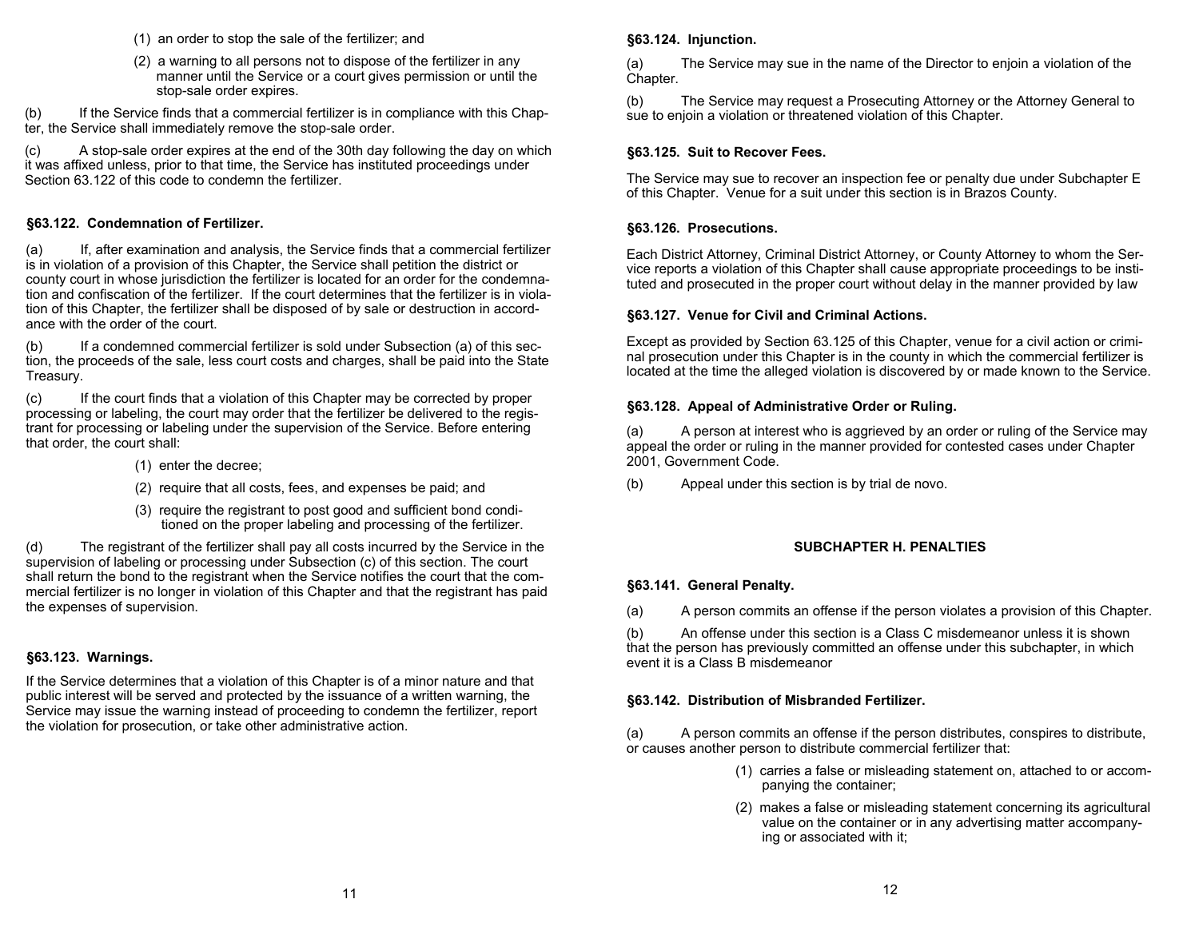(1) an order to stop the sale of the fertilizer; and

(2) a warning to all persons not to dispose of the fertilizer in any manner until the Service or a court gives permission or until the stop-sale order expires.

(b) If the Service finds that a commercial fertilizer is in compliance with this Chapter, the Service shall immediately remove the stop-sale order.

(c) A stop-sale order expires at the end of the 30th day following the day on which it was affixed unless, prior to that time, the Service has instituted proceedings under Section 63.122 of this code to condemn the fertilizer.

### §63.122. Condemnation of Fertilizer.

(a) If, after examination and analysis, the Service finds that a commercial fertilizer is in violation of a provision of this Chapter, the Service shall petition the district or county court in whose jurisdiction the fertilizer is located for an order for the condemnation and confiscation of the fertilizer. If the court determines that the fertilizer is in violation of this Chapter, the fertilizer shall be disposed of by sale or destruction in accordance with the order of the court.

(b) If a condemned commercial fertilizer is sold under Subsection (a) of this section, the proceeds of the sale, less court costs and charges, shall be paid into the State Treasury.

(c) If the court finds that a violation of this Chapter may be corrected by proper processing or labeling, the court may order that the fertilizer be delivered to the registrant for processing or labeling under the supervision of the Service. Before entering that order, the court shall:

(1) enter the decree;

(2) require that all costs, fees, and expenses be paid; and

(3) require the registrant to post good and sufficient bond conditioned on the proper labeling and processing of the fertilizer.

(d) The registrant of the fertilizer shall pay all costs incurred by the Service in the supervision of labeling or processing under Subsection (c) of this section. The court shall return the bond to the registrant when the Service notifies the court that the commercial fertilizer is no longer in violation of this Chapter and that the registrant has paid the expenses of supervision.

### §63.123. Warnings.

If the Service determines that a violation of this Chapter is of a minor nature and that public interest will be served and protected by the issuance of a written warning, the Service may issue the warning instead of proceeding to condemn the fertilizer, report the violation for prosecution, or take other administrative action.

### §63.124. Injunction.

(a) The Service may sue in the name of the Director to enjoin a violation of the Chapter.

(b) The Service may request a Prosecuting Attorney or the Attorney General to sue to enjoin a violation or threatened violation of this Chapter.

### §63.125. Suit to Recover Fees.

The Service may sue to recover an inspection fee or penalty due under Subchapter E of this Chapter. Venue for a suit under this section is in Brazos County.

### §63.126. Prosecutions.

Each District Attorney, Criminal District Attorney, or County Attorney to whom the Service reports a violation of this Chapter shall cause appropriate proceedings to be instituted and prosecuted in the proper court without delay in the manner provided by law

### §63.127. Venue for Civil and Criminal Actions.

Except as provided by Section 63.125 of this Chapter, venue for a civil action or criminal prosecution under this Chapter is in the county in which the commercial fertilizer is located at the time the alleged violation is discovered by or made known to the Service.

### §63.128. Appeal of Administrative Order or Ruling.

(a) A person at interest who is aggrieved by an order or ruling of the Service may appeal the order or ruling in the manner provided for contested cases under Chapter 2001, Government Code.

(b) Appeal under this section is by trial de novo.

## SUBCHAPTER H. PENALTIES

### §63.141. General Penalty.

(a) A person commits an offense if the person violates a provision of this Chapter.

(b) An offense under this section is a Class C misdemeanor unless it is shown that the person has previously committed an offense under this subchapter, in which event it is a Class B misdemeanor

### §63.142. Distribution of Misbranded Fertilizer.

(a) A person commits an offense if the person distributes, conspires to distribute, or causes another person to distribute commercial fertilizer that:

(1) carries a false or misleading statement on, attached to or accompanying the container;

(2) makes a false or misleading statement concerning its agricultural value on the container or in any advertising matter accompanying or associated with it;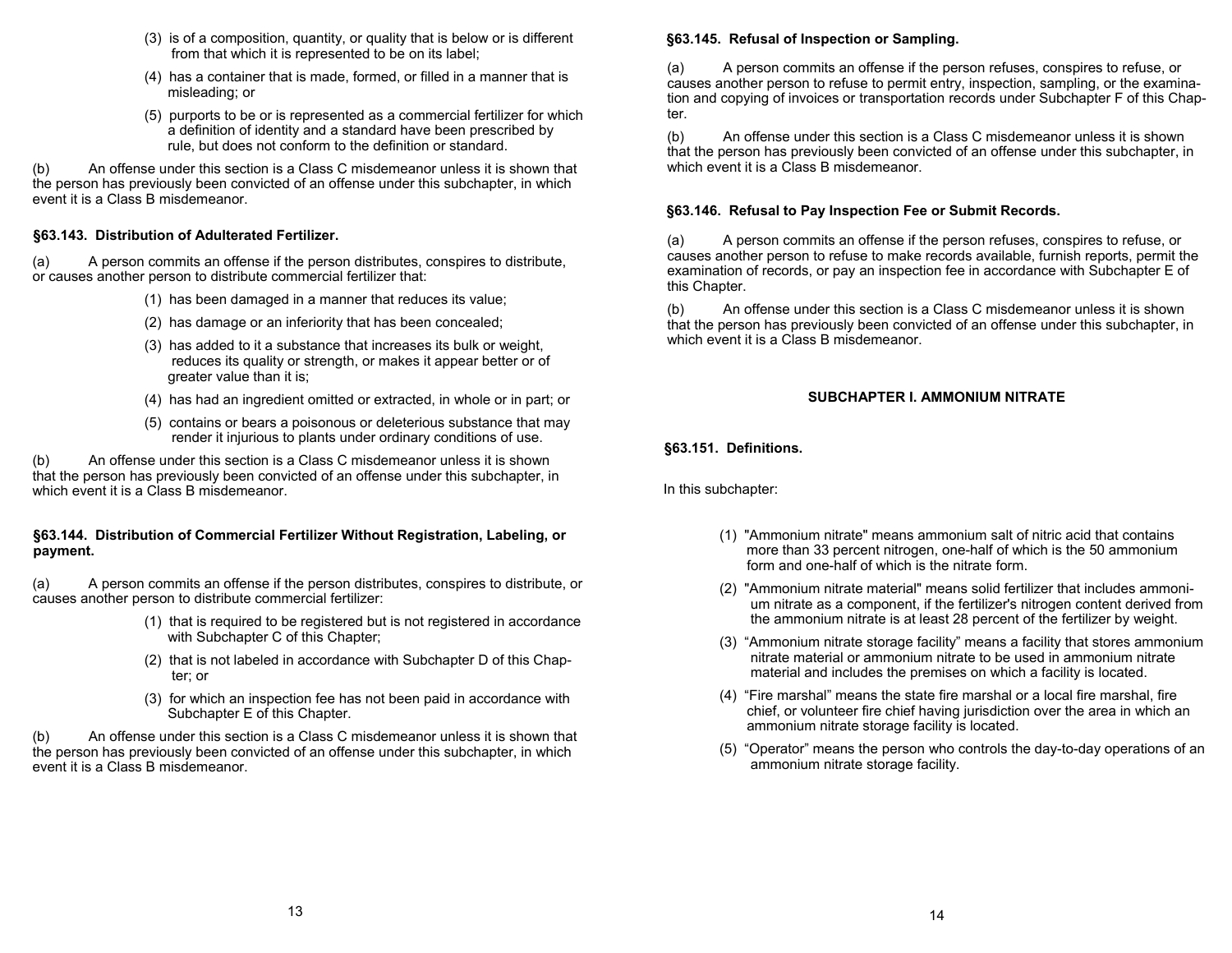(3) is of a composition, quantity, or quality that is below or is different from that which it is represented to be on its label;

(4) has a container that is made, formed, or filled in a manner that is misleading; or

(5) purports to be or is represented as a commercial fertilizer for which a definition of identity and a standard have been prescribed by rule, but does not conform to the definition or standard.

(b) An offense under this section is a Class C misdemeanor unless it is shown that the person has previously been convicted of an offense under this subchapter, in which event it is a Class B misdemeanor.

**§63.143. Distribution of Adulterated Fertilizer.**

(a) A person commits an offense if the person distributes, conspires to distribute, or causes another person to distribute commercial fertilizer that:

(1) has been damaged in a manner that reduces its value;

(2) has damage or an inferiority that has been concealed;

(3) has added to it a substance that increases its bulk or weight, reduces its quality or strength, or makes it appear better or of greater value than it is;

(4) has had an ingredient omitted or extracted, in whole or in part; or

(5) contains or bears a poisonous or deleterious substance that may render it injurious to plants under ordinary conditions of use.

(b) An offense under this section is a Class C misdemeanor unless it is shown that the person has previously been convicted of an offense under this subchapter, in which event it is a Class B misdemeanor.

**§63.144. Distribution of Commercial Fertilizer Without Registration, Labeling, or payment.**

(a) A person commits an offense if the person distributes, conspires to distribute, or causes another person to distribute commercial fertilizer:

(1) that is required to be registered but is not registered in accordance with Subchapter C of this Chapter;

(2) that is not labeled in accordance with Subchapter D of this Chapter; or

(3) for which an inspection fee has not been paid in accordance with Subchapter E of this Chapter.

(b) An offense under this section is a Class C misdemeanor unless it is shown that the person has previously been convicted of an offense under this subchapter, in which event it is a Class B misdemeanor.

**§63.145. Refusal of Inspection or Sampling.**

(a) A person commits an offense if the person refuses, conspires to refuse, or causes another person to refuse to permit entry, inspection, sampling, or the examination and copying of invoices or transportation records under Subchapter F of this Chapter.

(b) An offense under this section is a Class C misdemeanor unless it is shown that the person has previously been convicted of an offense under this subchapter, in which event it is a Class B misdemeanor.

**§63.146. Refusal to Pay Inspection Fee or Submit Records.**

(a) A person commits an offense if the person refuses, conspires to refuse, or causes another person to refuse to make records available, furnish reports, permit the examination of records, or pay an inspection fee in accordance with Subchapter E of this Chapter.

(b) An offense under this section is a Class C misdemeanor unless it is shown that the person has previously been convicted of an offense under this subchapter, in which event it is a Class B misdemeanor.

## SUBCHAPTER I. AMMONIUM NITRATE

**§63.151. Definitions.**

In this subchapter:

(1) "Ammonium nitrate" means ammonium salt of nitric acid that contains more than 33 percent nitrogen, one-half of which is the 50 ammonium form and one-half of which is the nitrate form.

(2) "Ammonium nitrate material" means solid fertilizer that includes ammonium nitrate as a component, if the fertilizer's nitrogen content derived from the ammonium nitrate is at least 28 percent of the fertilizer by weight.

(3) "Ammonium nitrate storage facility" means a facility that stores ammonium nitrate material or ammonium nitrate to be used in ammonium nitrate material and includes the premises on which a facility is located.

(4) "Fire marshal" means the state fire marshal or a local fire marshal, fire chief, or volunteer fire chief having jurisdiction over the area in which an ammonium nitrate storage facility is located.

(5) "Operator" means the person who controls the day-to-day operations of an ammonium nitrate storage facility.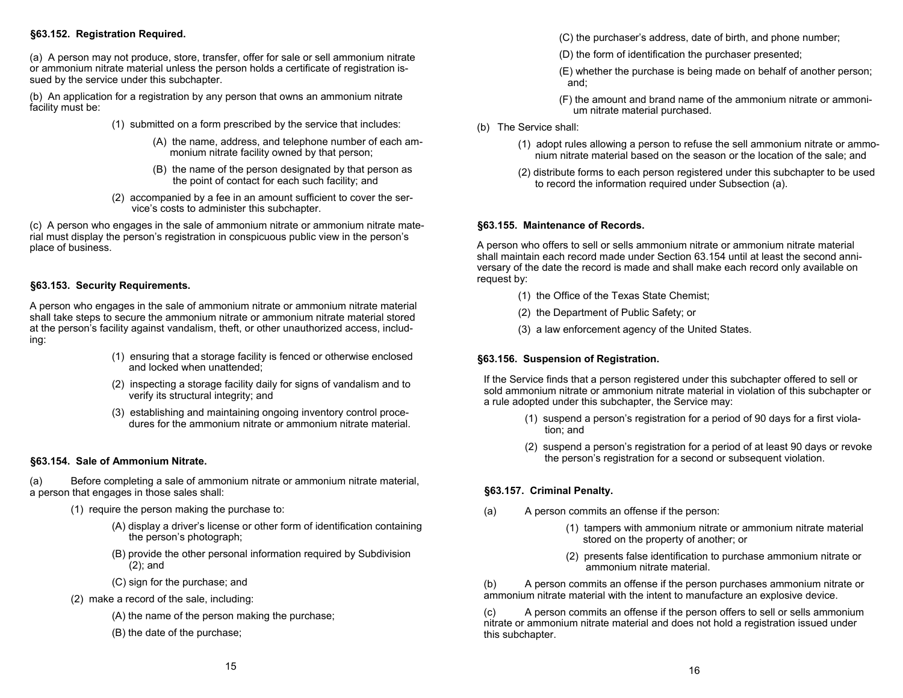### §63.152. Registration Required.

(a) A person may not produce, store, transfer, offer for sale or sell ammonium nitrate or ammonium nitrate material unless the person holds a certificate of registration issued by the service under this subchapter.

(b) An application for a registration by any person that owns an ammonium nitrate facility must be:

- (1) submitted on a form prescribed by the service that includes:
  - (A) the name, address, and telephone number of each ammonium nitrate facility owned by that person;
  - (B) the name of the person designated by that person as the point of contact for each such facility; and
- (2) accompanied by a fee in an amount sufficient to cover the service's costs to administer this subchapter.

(c) A person who engages in the sale of ammonium nitrate or ammonium nitrate material must display the person's registration in conspicuous public view in the person's place of business.

### §63.153. Security Requirements.

A person who engages in the sale of ammonium nitrate or ammonium nitrate material shall take steps to secure the ammonium nitrate or ammonium nitrate material stored at the person's facility against vandalism, theft, or other unauthorized access, including:

- (1) ensuring that a storage facility is fenced or otherwise enclosed and locked when unattended;
- (2) inspecting a storage facility daily for signs of vandalism and to verify its structural integrity; and
- (3) establishing and maintaining ongoing inventory control procedures for the ammonium nitrate or ammonium nitrate material.

### §63.154. Sale of Ammonium Nitrate.

(a) Before completing a sale of ammonium nitrate or ammonium nitrate material, a person that engages in those sales shall:

- (1) require the person making the purchase to:
  - (A) display a driver's license or other form of identification containing the person's photograph;
  - (B) provide the other personal information required by Subdivision (2); and
  - (C) sign for the purchase; and
- (2) make a record of the sale, including:
  - (A) the name of the person making the purchase;
  - (B) the date of the purchase;
  - (C) the purchaser's address, date of birth, and phone number;
  - (D) the form of identification the purchaser presented;
  - (E) whether the purchase is being made on behalf of another person; and;
  - (F) the amount and brand name of the ammonium nitrate or ammonium nitrate material purchased.

(b) The Service shall:

- (1) adopt rules allowing a person to refuse the sell ammonium nitrate or ammonium nitrate material based on the season or the location of the sale; and
- (2) distribute forms to each person registered under this subchapter to be used to record the information required under Subsection (a).

### §63.155. Maintenance of Records.

A person who offers to sell or sells ammonium nitrate or ammonium nitrate material shall maintain each record made under Section 63.154 until at least the second anniversary of the date the record is made and shall make each record only available on request by:

- (1) the Office of the Texas State Chemist;
- (2) the Department of Public Safety; or
- (3) a law enforcement agency of the United States.

### §63.156. Suspension of Registration.

If the Service finds that a person registered under this subchapter offered to sell or sold ammonium nitrate or ammonium nitrate material in violation of this subchapter or a rule adopted under this subchapter, the Service may:

- (1) suspend a person's registration for a period of 90 days for a first violation; and
- (2) suspend a person's registration for a period of at least 90 days or revoke the person's registration for a second or subsequent violation.

### §63.157. Criminal Penalty.

(a) A person commits an offense if the person:

- (1) tampers with ammonium nitrate or ammonium nitrate material stored on the property of another; or
- (2) presents false identification to purchase ammonium nitrate or ammonium nitrate material.

(b) A person commits an offense if the person purchases ammonium nitrate or ammonium nitrate material with the intent to manufacture an explosive device.

(c) A person commits an offense if the person offers to sell or sells ammonium nitrate or ammonium nitrate material and does not hold a registration issued under this subchapter.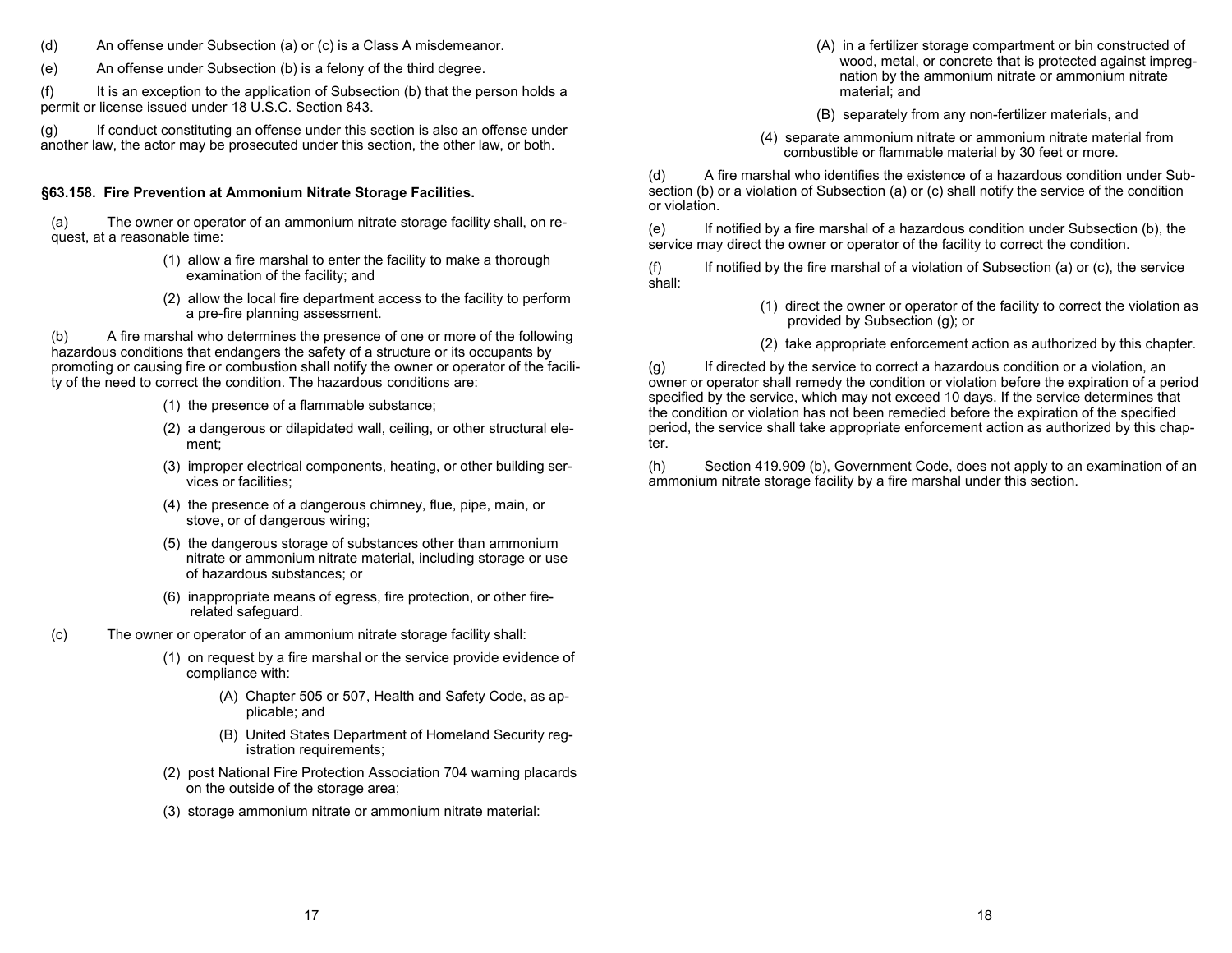(d) An offense under Subsection (a) or (c) is a Class A misdemeanor.

(e) An offense under Subsection (b) is a felony of the third degree.

(f) It is an exception to the application of Subsection (b) that the person holds a permit or license issued under 18 U.S.C. Section 843.

(g) If conduct constituting an offense under this section is also an offense under another law, the actor may be prosecuted under this section, the other law, or both.

### §63.158. Fire Prevention at Ammonium Nitrate Storage Facilities.

(a) The owner or operator of an ammonium nitrate storage facility shall, on request, at a reasonable time:

- (1) allow a fire marshal to enter the facility to make a thorough examination of the facility; and
- (2) allow the local fire department access to the facility to perform a pre-fire planning assessment.

(b) A fire marshal who determines the presence of one or more of the following hazardous conditions that endangers the safety of a structure or its occupants by promoting or causing fire or combustion shall notify the owner or operator of the facility of the need to correct the condition. The hazardous conditions are:

- (1) the presence of a flammable substance;
- (2) a dangerous or dilapidated wall, ceiling, or other structural element;
- (3) improper electrical components, heating, or other building services or facilities;
- (4) the presence of a dangerous chimney, flue, pipe, main, or stove, or of dangerous wiring;
- (5) the dangerous storage of substances other than ammonium nitrate or ammonium nitrate material, including storage or use of hazardous substances; or
- (6) inappropriate means of egress, fire protection, or other fire-related safeguard.

(c) The owner or operator of an ammonium nitrate storage facility shall:

- (1) on request by a fire marshal or the service provide evidence of compliance with:
  - (A) Chapter 505 or 507, Health and Safety Code, as applicable; and
  - (B) United States Department of Homeland Security registration requirements;
- (2) post National Fire Protection Association 704 warning placards on the outside of the storage area;
- (3) storage ammonium nitrate or ammonium nitrate material:
  - (A) in a fertilizer storage compartment or bin constructed of wood, metal, or concrete that is protected against impregnation by the ammonium nitrate or ammonium nitrate material; and
  - (B) separately from any non-fertilizer materials, and
- (4) separate ammonium nitrate or ammonium nitrate material from combustible or flammable material by 30 feet or more.

(d) A fire marshal who identifies the existence of a hazardous condition under Subsection (b) or a violation of Subsection (a) or (c) shall notify the service of the condition or violation.

(e) If notified by a fire marshal of a hazardous condition under Subsection (b), the service may direct the owner or operator of the facility to correct the condition.

(f) If notified by the fire marshal of a violation of Subsection (a) or (c), the service shall:

- (1) direct the owner or operator of the facility to correct the violation as provided by Subsection (g); or
- (2) take appropriate enforcement action as authorized by this chapter.

(g) If directed by the service to correct a hazardous condition or a violation, an owner or operator shall remedy the condition or violation before the expiration of a period specified by the service, which may not exceed 10 days. If the service determines that the condition or violation has not been remedied before the expiration of the specified period, the service shall take appropriate enforcement action as authorized by this chapter.

(h) Section 419.909 (b), Government Code, does not apply to an examination of an ammonium nitrate storage facility by a fire marshal under this section.